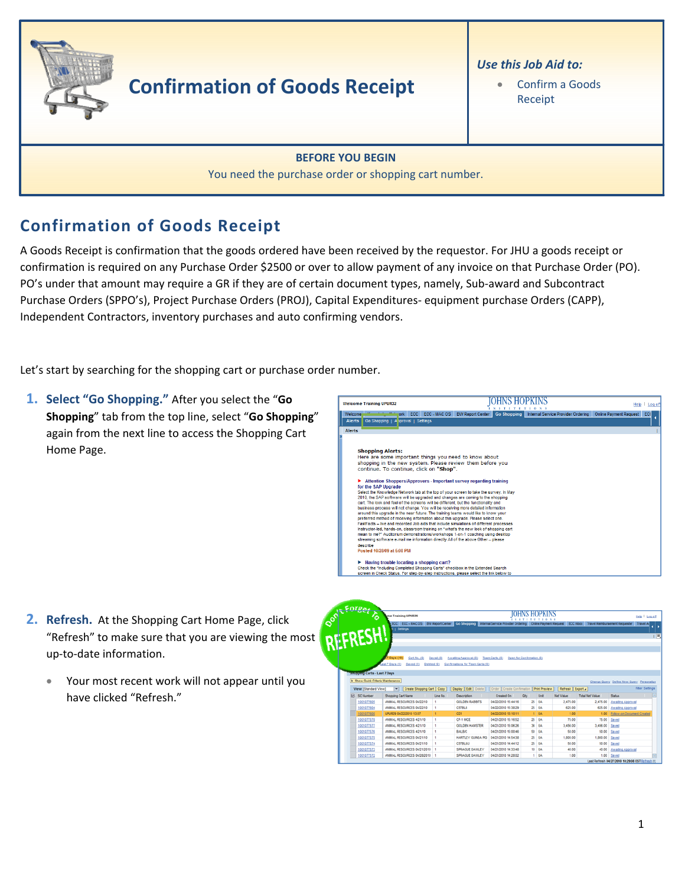# Confirmation of Goods Receipt

*Use this Job Aid to:*

- Confirm a Goods Receipt

**BEFORE YOU BEGIN**

You need the purchase order or shopping cart number.

## Confirmation of Goods Receipt

A Goods Receipt is confirmation that the goods ordered have been received by the requestor. For JHU a goods receipt or confirmation is required on any Purchase Order $2500 or over to allow payment of any invoice on that Purchase Order (PO). PO's under that amount may require a GR if they are of certain document types, namely, Sub-award and Subcontract Purchase Orders (SPPO's), Project Purchase Orders (PROJ), Capital Expenditures- equipment purchase Orders (CAPP), Independent Contractors, inventory purchases and auto confirming vendors.

Let's start by searching for the shopping cart or purchase order number.

1. **Select "Go Shopping."** After you select the "**Go Shopping**" tab from the top line, select "**Go Shopping**" again from the next line to access the Shopping Cart Home Page.

2. **Refresh.** At the Shopping Cart Home Page, click "Refresh" to make sure that you are viewing the most up-to-date information.
   - Your most recent work will not appear until you have clicked "Refresh."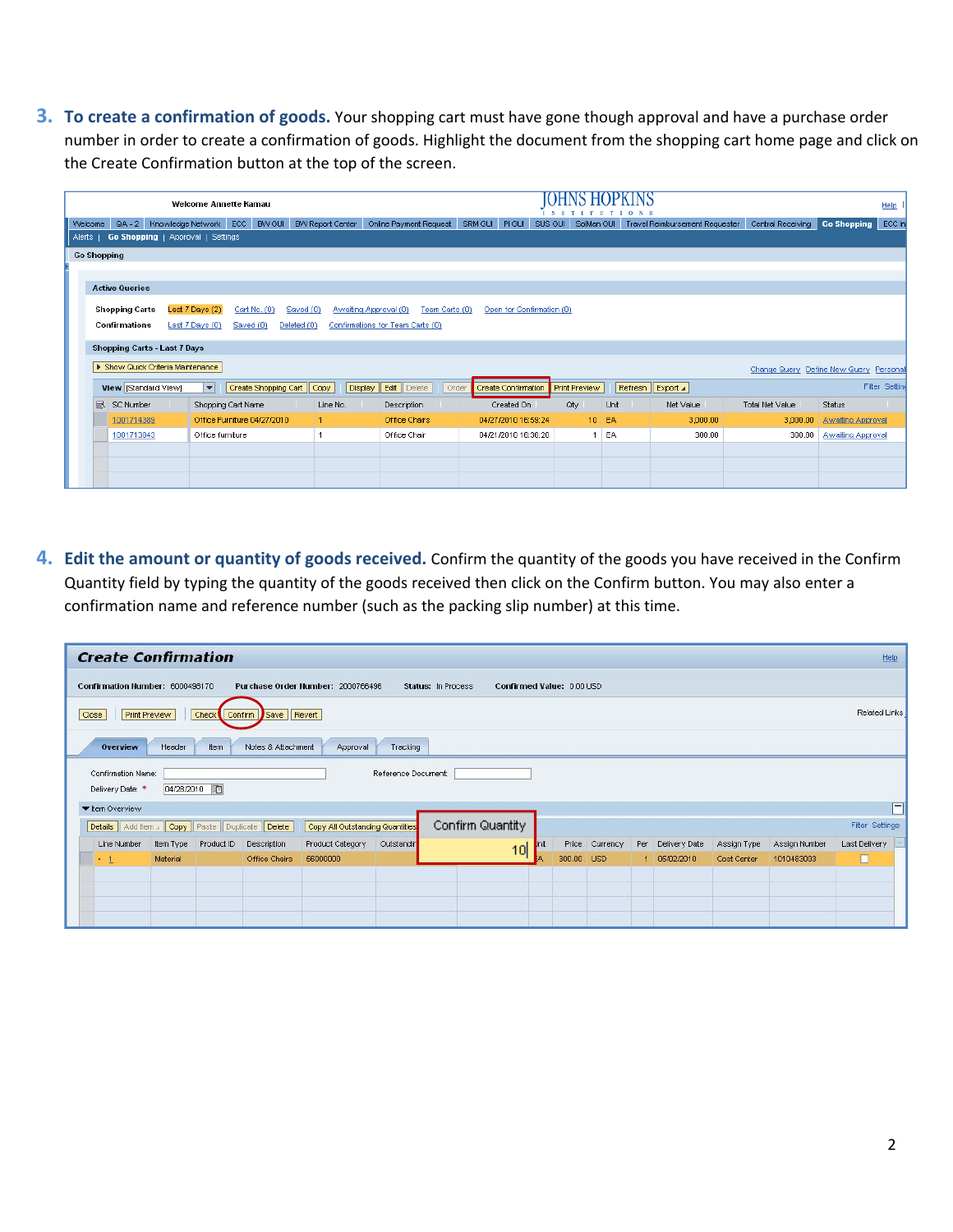3. **To create a confirmation of goods.** Your shopping cart must have gone though approval and have a purchase order number in order to create a confirmation of goods. Highlight the document from the shopping cart home page and click on the Create Confirmation button at the top of the screen.

4. **Edit the amount or quantity of goods received.** Confirm the quantity of the goods you have received in the Confirm Quantity field by typing the quantity of the goods received then click on the Confirm button. You may also enter a confirmation name and reference number (such as the packing slip number) at this time.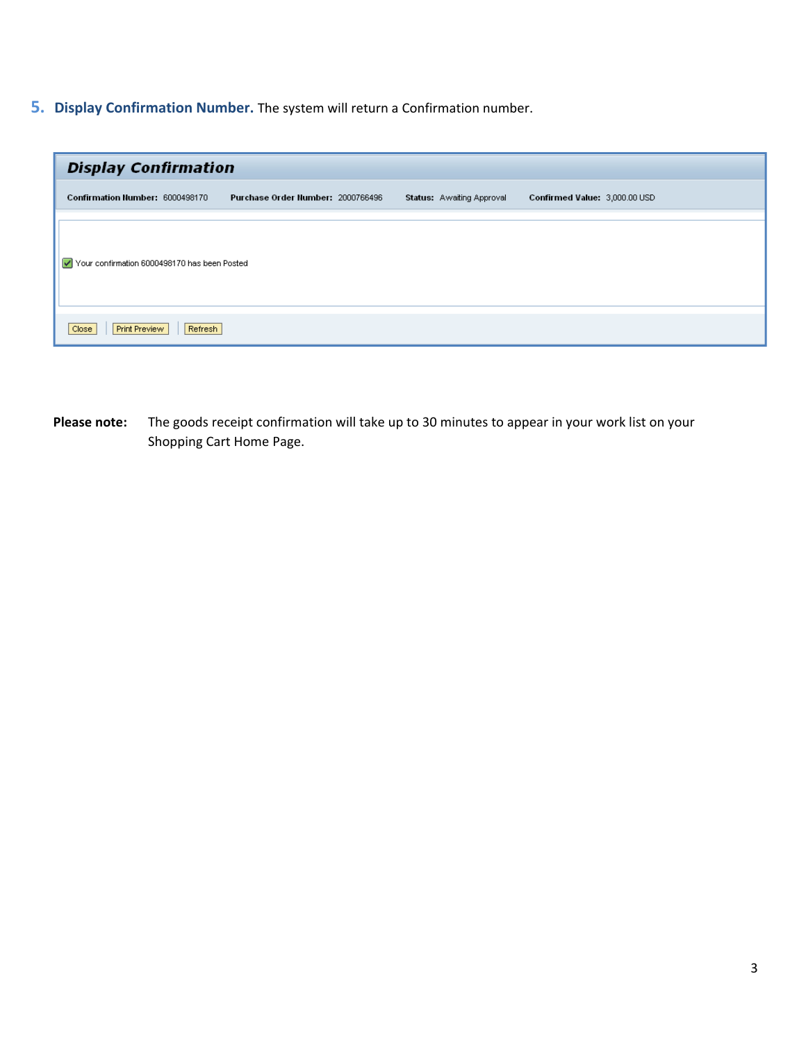**5. Display Confirmation Number.** The system will return a Confirmation number.

**Display Confirmation**

**Confirmation Number:** 6000498170 **Purchase Order Number:** 2000766496 **Status:** Awaiting Approval **Confirmed Value:** 3,000.00 USD

Your confirmation 6000498170 has been Posted

Close | Print Preview | Refresh

**Please note:** The goods receipt confirmation will take up to 30 minutes to appear in your work list on your Shopping Cart Home Page.